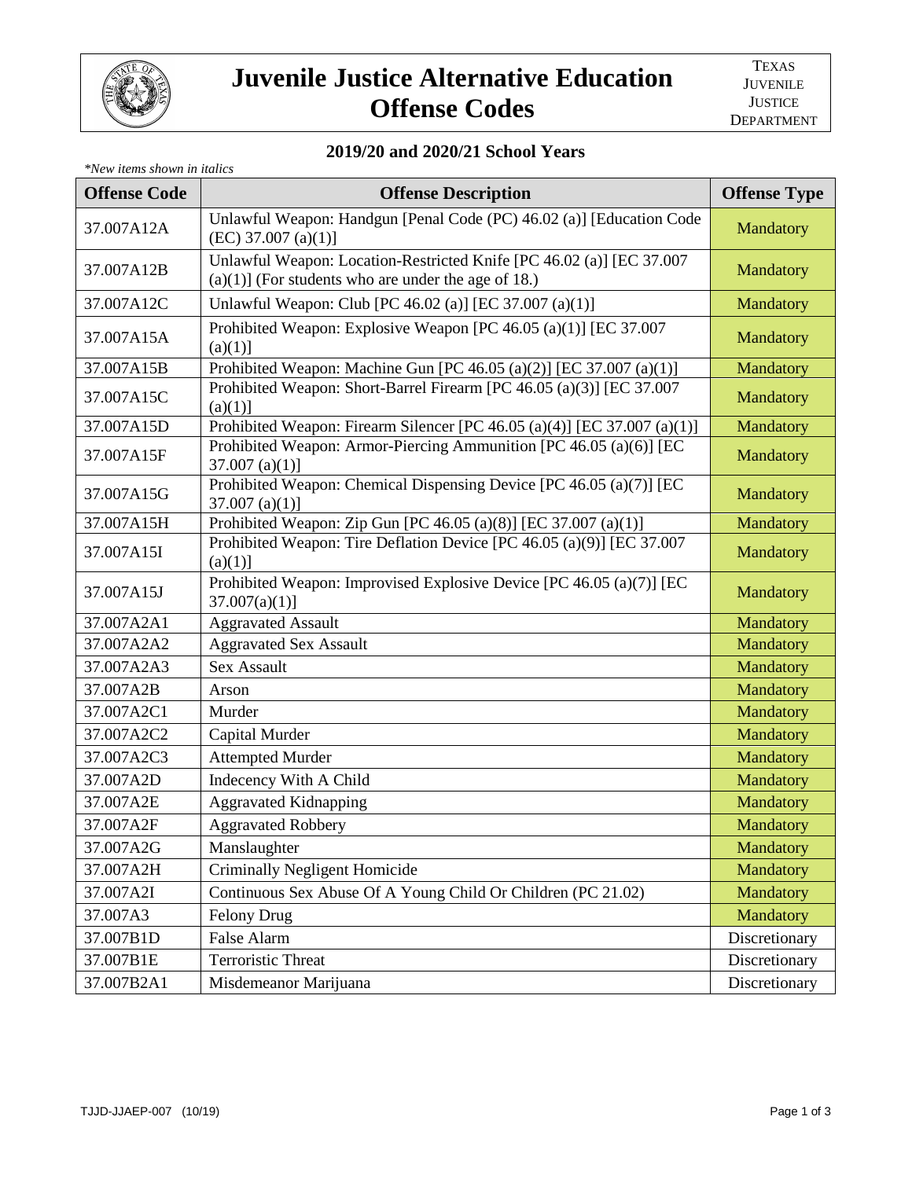# Juvenile Justice Alternative Education Offense Codes

TEXAS JUVENILE JUSTICE DEPARTMENT

## 2019/20 and 2020/21 School Years

*\*New items shown in italics*

| Offense Code | Offense Description | Offense Type |
|---|---|---|
| 37.007A12A | Unlawful Weapon: Handgun [Penal Code (PC) 46.02 (a)] [Education Code (EC) 37.007 (a)(1)] | Mandatory |
| 37.007A12B | Unlawful Weapon: Location-Restricted Knife [PC 46.02 (a)] [EC 37.007 (a)(1)] (For students who are under the age of 18.) | Mandatory |
| 37.007A12C | Unlawful Weapon: Club [PC 46.02 (a)] [EC 37.007 (a)(1)] | Mandatory |
| 37.007A15A | Prohibited Weapon: Explosive Weapon [PC 46.05 (a)(1)] [EC 37.007 (a)(1)] | Mandatory |
| 37.007A15B | Prohibited Weapon: Machine Gun [PC 46.05 (a)(2)] [EC 37.007 (a)(1)] | Mandatory |
| 37.007A15C | Prohibited Weapon: Short-Barrel Firearm [PC 46.05 (a)(3)] [EC 37.007 (a)(1)] | Mandatory |
| 37.007A15D | Prohibited Weapon: Firearm Silencer [PC 46.05 (a)(4)] [EC 37.007 (a)(1)] | Mandatory |
| 37.007A15F | Prohibited Weapon: Armor-Piercing Ammunition [PC 46.05 (a)(6)] [EC 37.007 (a)(1)] | Mandatory |
| 37.007A15G | Prohibited Weapon: Chemical Dispensing Device [PC 46.05 (a)(7)] [EC 37.007 (a)(1)] | Mandatory |
| 37.007A15H | Prohibited Weapon: Zip Gun [PC 46.05 (a)(8)] [EC 37.007 (a)(1)] | Mandatory |
| 37.007A15I | Prohibited Weapon: Tire Deflation Device [PC 46.05 (a)(9)] [EC 37.007 (a)(1)] | Mandatory |
| 37.007A15J | Prohibited Weapon: Improvised Explosive Device [PC 46.05 (a)(7)] [EC 37.007(a)(1)] | Mandatory |
| 37.007A2A1 | Aggravated Assault | Mandatory |
| 37.007A2A2 | Aggravated Sex Assault | Mandatory |
| 37.007A2A3 | Sex Assault | Mandatory |
| 37.007A2B | Arson | Mandatory |
| 37.007A2C1 | Murder | Mandatory |
| 37.007A2C2 | Capital Murder | Mandatory |
| 37.007A2C3 | Attempted Murder | Mandatory |
| 37.007A2D | Indecency With A Child | Mandatory |
| 37.007A2E | Aggravated Kidnapping | Mandatory |
| 37.007A2F | Aggravated Robbery | Mandatory |
| 37.007A2G | Manslaughter | Mandatory |
| 37.007A2H | Criminally Negligent Homicide | Mandatory |
| 37.007A2I | Continuous Sex Abuse Of A Young Child Or Children (PC 21.02) | Mandatory |
| 37.007A3 | Felony Drug | Mandatory |
| 37.007B1D | False Alarm | Discretionary |
| 37.007B1E | Terroristic Threat | Discretionary |
| 37.007B2A1 | Misdemeanor Marijuana | Discretionary |

TJJD-JJAEP-007 (10/19)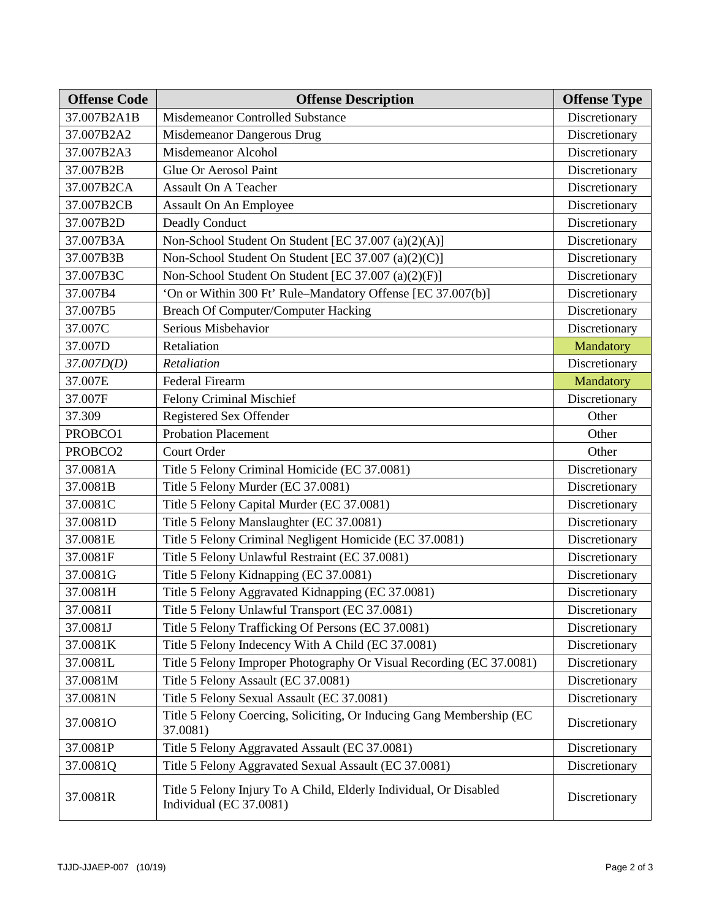| Offense Code | Offense Description | Offense Type |
|---|---|---|
| 37.007B2A1B | Misdemeanor Controlled Substance | Discretionary |
| 37.007B2A2 | Misdemeanor Dangerous Drug | Discretionary |
| 37.007B2A3 | Misdemeanor Alcohol | Discretionary |
| 37.007B2B | Glue Or Aerosol Paint | Discretionary |
| 37.007B2CA | Assault On A Teacher | Discretionary |
| 37.007B2CB | Assault On An Employee | Discretionary |
| 37.007B2D | Deadly Conduct | Discretionary |
| 37.007B3A | Non-School Student On Student [EC 37.007 (a)(2)(A)] | Discretionary |
| 37.007B3B | Non-School Student On Student [EC 37.007 (a)(2)(C)] | Discretionary |
| 37.007B3C | Non-School Student On Student [EC 37.007 (a)(2)(F)] | Discretionary |
| 37.007B4 | 'On or Within 300 Ft' Rule–Mandatory Offense [EC 37.007(b)] | Discretionary |
| 37.007B5 | Breach Of Computer/Computer Hacking | Discretionary |
| 37.007C | Serious Misbehavior | Discretionary |
| 37.007D | Retaliation | Mandatory |
| *37.007D(D)* | *Retaliation* | Discretionary |
| 37.007E | Federal Firearm | Mandatory |
| 37.007F | Felony Criminal Mischief | Discretionary |
| 37.309 | Registered Sex Offender | Other |
| PROBCO1 | Probation Placement | Other |
| PROBCO2 | Court Order | Other |
| 37.0081A | Title 5 Felony Criminal Homicide (EC 37.0081) | Discretionary |
| 37.0081B | Title 5 Felony Murder (EC 37.0081) | Discretionary |
| 37.0081C | Title 5 Felony Capital Murder (EC 37.0081) | Discretionary |
| 37.0081D | Title 5 Felony Manslaughter (EC 37.0081) | Discretionary |
| 37.0081E | Title 5 Felony Criminal Negligent Homicide (EC 37.0081) | Discretionary |
| 37.0081F | Title 5 Felony Unlawful Restraint (EC 37.0081) | Discretionary |
| 37.0081G | Title 5 Felony Kidnapping (EC 37.0081) | Discretionary |
| 37.0081H | Title 5 Felony Aggravated Kidnapping (EC 37.0081) | Discretionary |
| 37.0081I | Title 5 Felony Unlawful Transport (EC 37.0081) | Discretionary |
| 37.0081J | Title 5 Felony Trafficking Of Persons (EC 37.0081) | Discretionary |
| 37.0081K | Title 5 Felony Indecency With A Child (EC 37.0081) | Discretionary |
| 37.0081L | Title 5 Felony Improper Photography Or Visual Recording (EC 37.0081) | Discretionary |
| 37.0081M | Title 5 Felony Assault (EC 37.0081) | Discretionary |
| 37.0081N | Title 5 Felony Sexual Assault (EC 37.0081) | Discretionary |
| 37.0081O | Title 5 Felony Coercing, Soliciting, Or Inducing Gang Membership (EC 37.0081) | Discretionary |
| 37.0081P | Title 5 Felony Aggravated Assault (EC 37.0081) | Discretionary |
| 37.0081Q | Title 5 Felony Aggravated Sexual Assault (EC 37.0081) | Discretionary |
| 37.0081R | Title 5 Felony Injury To A Child, Elderly Individual, Or Disabled Individual (EC 37.0081) | Discretionary |

TJJD-JJAEP-007 (10/19)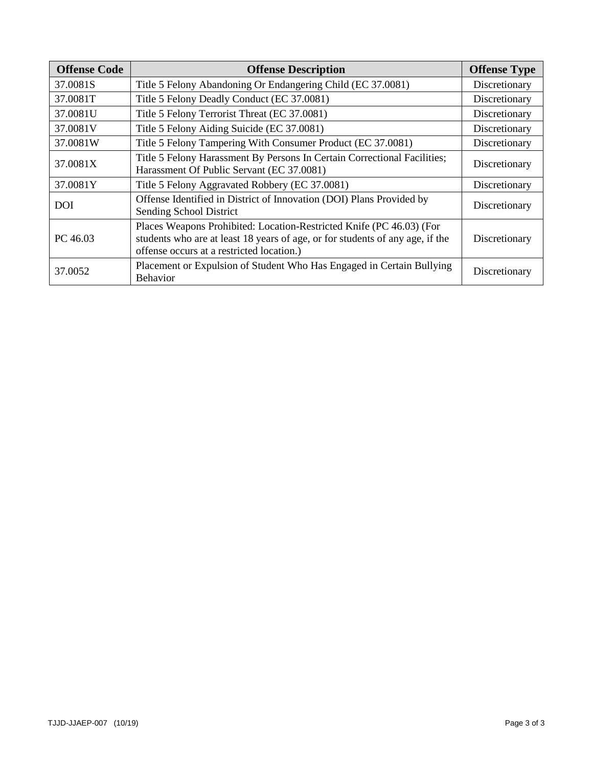| Offense Code | Offense Description | Offense Type |
|---|---|---|
| 37.0081S | Title 5 Felony Abandoning Or Endangering Child (EC 37.0081) | Discretionary |
| 37.0081T | Title 5 Felony Deadly Conduct (EC 37.0081) | Discretionary |
| 37.0081U | Title 5 Felony Terrorist Threat (EC 37.0081) | Discretionary |
| 37.0081V | Title 5 Felony Aiding Suicide (EC 37.0081) | Discretionary |
| 37.0081W | Title 5 Felony Tampering With Consumer Product (EC 37.0081) | Discretionary |
| 37.0081X | Title 5 Felony Harassment By Persons In Certain Correctional Facilities; Harassment Of Public Servant (EC 37.0081) | Discretionary |
| 37.0081Y | Title 5 Felony Aggravated Robbery (EC 37.0081) | Discretionary |
| DOI | Offense Identified in District of Innovation (DOI) Plans Provided by Sending School District | Discretionary |
| PC 46.03 | Places Weapons Prohibited: Location-Restricted Knife (PC 46.03) (For students who are at least 18 years of age, or for students of any age, if the offense occurs at a restricted location.) | Discretionary |
| 37.0052 | Placement or Expulsion of Student Who Has Engaged in Certain Bullying Behavior | Discretionary |

TJJD-JJAEP-007 (10/19)